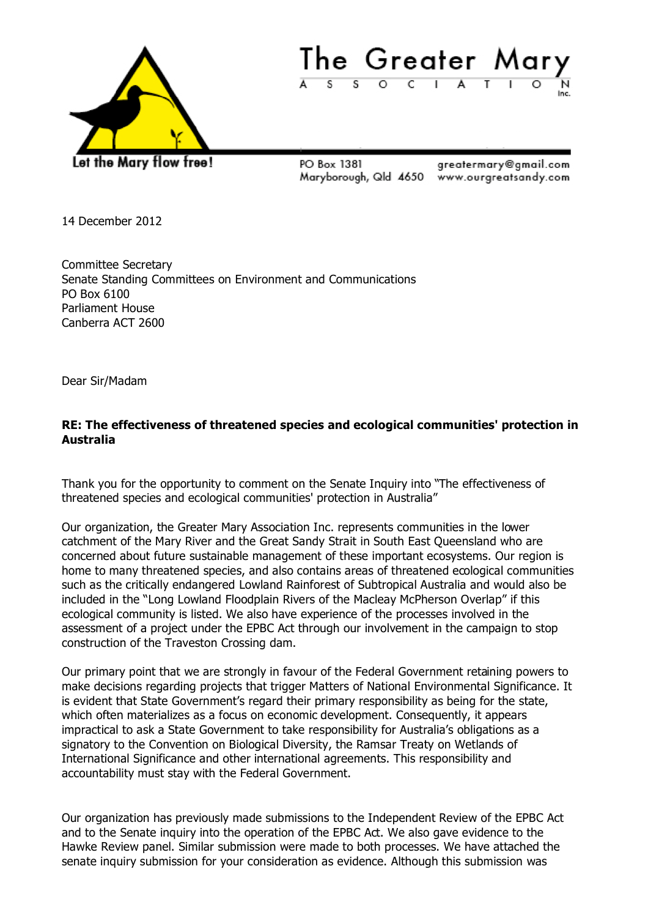# The Greater Mary Association Inc.

Let the Mary flow free!

PO Box 1381
Maryborough, Qld 4650

greatermary@gmail.com
www.ourgreatsandy.com

14 December 2012

Committee Secretary
Senate Standing Committees on Environment and Communications
PO Box 6100
Parliament House
Canberra ACT 2600

Dear Sir/Madam

**RE: The effectiveness of threatened species and ecological communities' protection in Australia**

Thank you for the opportunity to comment on the Senate Inquiry into "The effectiveness of threatened species and ecological communities' protection in Australia"

Our organization, the Greater Mary Association Inc. represents communities in the lower catchment of the Mary River and the Great Sandy Strait in South East Queensland who are concerned about future sustainable management of these important ecosystems. Our region is home to many threatened species, and also contains areas of threatened ecological communities such as the critically endangered Lowland Rainforest of Subtropical Australia and would also be included in the "Long Lowland Floodplain Rivers of the Macleay McPherson Overlap" if this ecological community is listed. We also have experience of the processes involved in the assessment of a project under the EPBC Act through our involvement in the campaign to stop construction of the Traveston Crossing dam.

Our primary point that we are strongly in favour of the Federal Government retaining powers to make decisions regarding projects that trigger Matters of National Environmental Significance. It is evident that State Government's regard their primary responsibility as being for the state, which often materializes as a focus on economic development. Consequently, it appears impractical to ask a State Government to take responsibility for Australia's obligations as a signatory to the Convention on Biological Diversity, the Ramsar Treaty on Wetlands of International Significance and other international agreements. This responsibility and accountability must stay with the Federal Government.

Our organization has previously made submissions to the Independent Review of the EPBC Act and to the Senate inquiry into the operation of the EPBC Act. We also gave evidence to the Hawke Review panel. Similar submission were made to both processes. We have attached the senate inquiry submission for your consideration as evidence. Although this submission was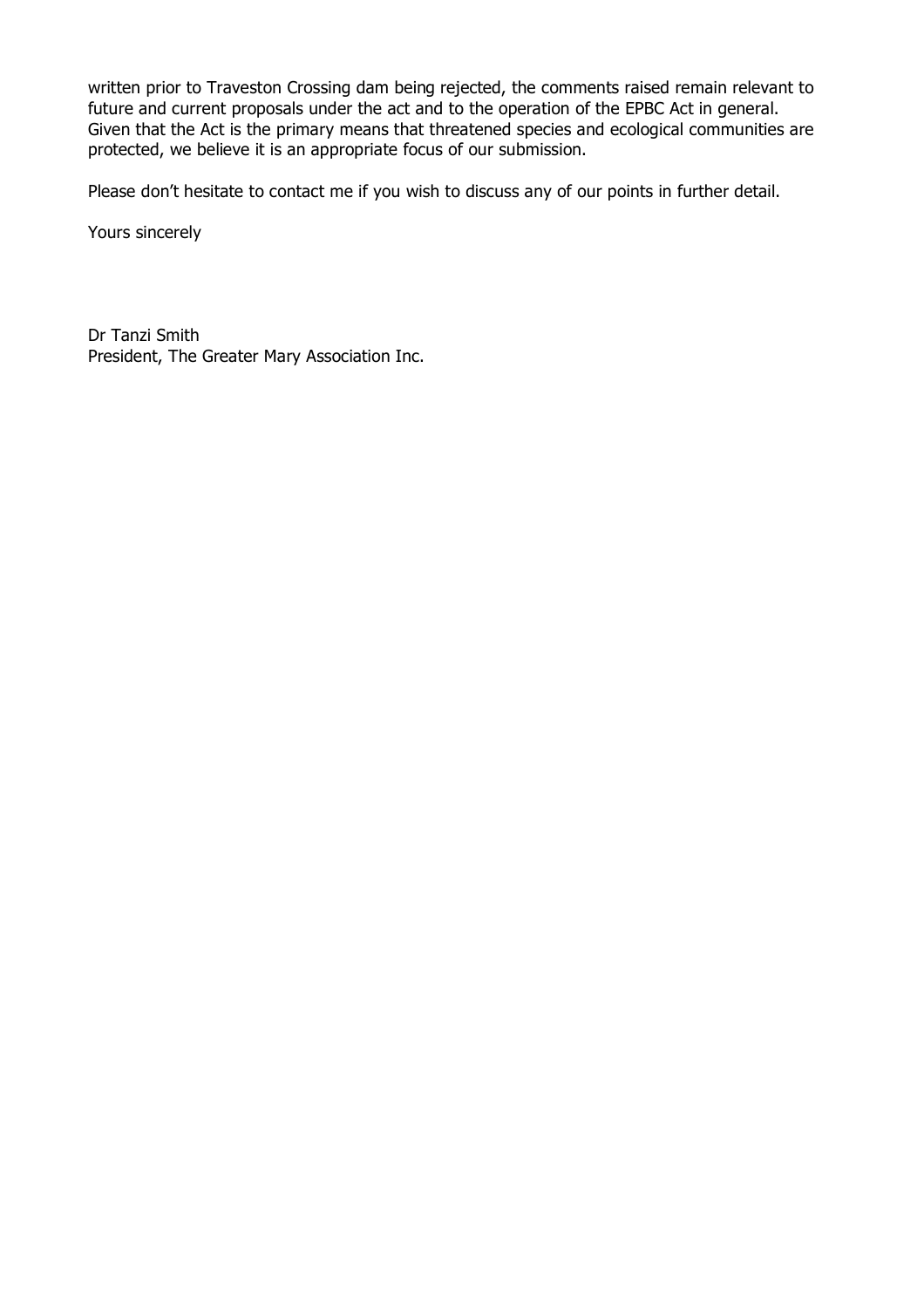written prior to Traveston Crossing dam being rejected, the comments raised remain relevant to future and current proposals under the act and to the operation of the EPBC Act in general. Given that the Act is the primary means that threatened species and ecological communities are protected, we believe it is an appropriate focus of our submission.

Please don't hesitate to contact me if you wish to discuss any of our points in further detail.

Yours sincerely

Dr Tanzi Smith
President, The Greater Mary Association Inc.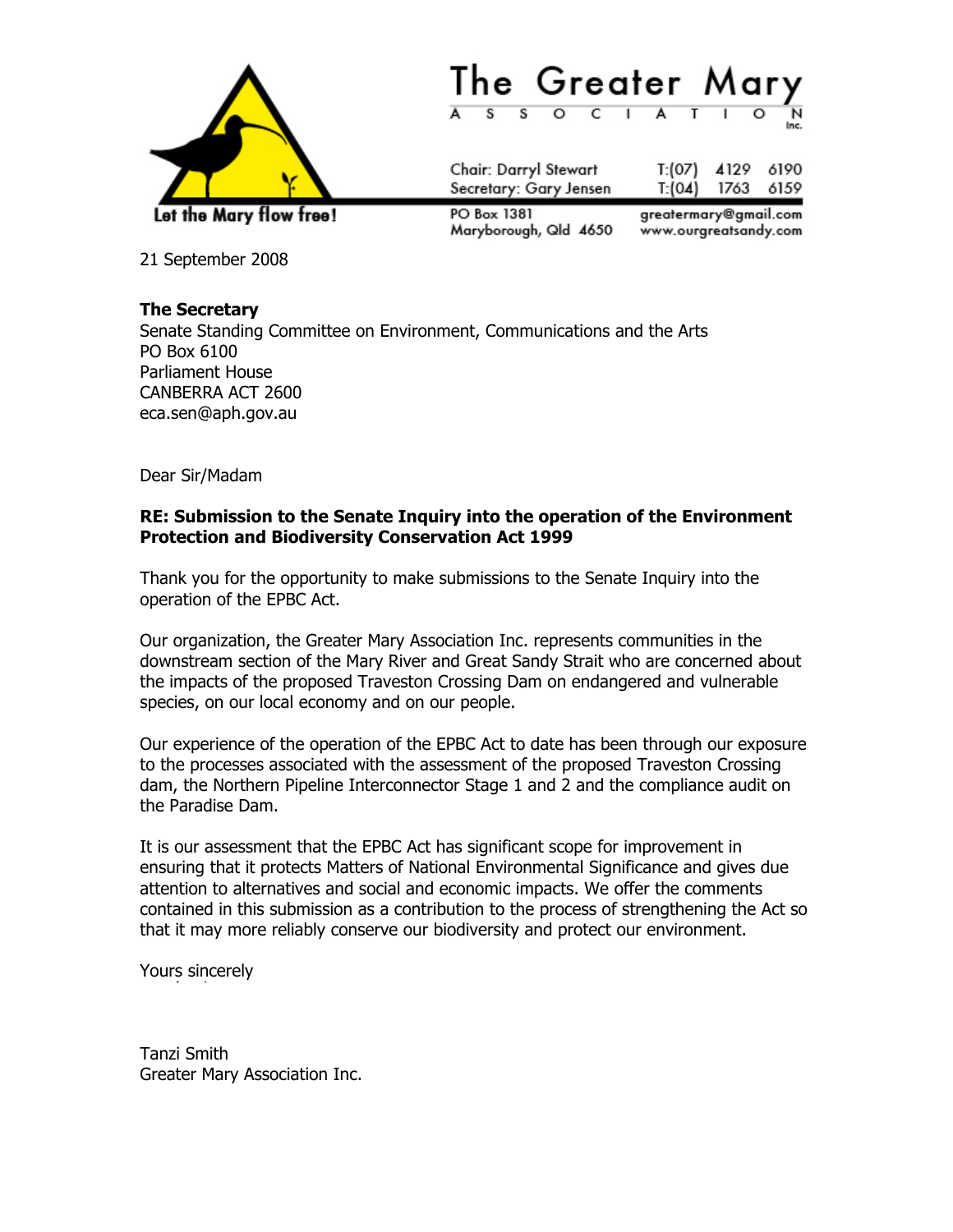The Greater Mary

ASSOCIATION Inc.

Let the Mary flow free!

Chair: Darryl Stewart T:(07) 4129 6190
Secretary: Gary Jensen T:(04) 1763 6159

PO Box 1381
Maryborough, Qld 4650

greatermary@gmail.com
www.ourgreatsandy.com

21 September 2008

**The Secretary**
Senate Standing Committee on Environment, Communications and the Arts
PO Box 6100
Parliament House
CANBERRA ACT 2600
eca.sen@aph.gov.au

Dear Sir/Madam

**RE: Submission to the Senate Inquiry into the operation of the Environment Protection and Biodiversity Conservation Act 1999**

Thank you for the opportunity to make submissions to the Senate Inquiry into the operation of the EPBC Act.

Our organization, the Greater Mary Association Inc. represents communities in the downstream section of the Mary River and Great Sandy Strait who are concerned about the impacts of the proposed Traveston Crossing Dam on endangered and vulnerable species, on our local economy and on our people.

Our experience of the operation of the EPBC Act to date has been through our exposure to the processes associated with the assessment of the proposed Traveston Crossing dam, the Northern Pipeline Interconnector Stage 1 and 2 and the compliance audit on the Paradise Dam.

It is our assessment that the EPBC Act has significant scope for improvement in ensuring that it protects Matters of National Environmental Significance and gives due attention to alternatives and social and economic impacts. We offer the comments contained in this submission as a contribution to the process of strengthening the Act so that it may more reliably conserve our biodiversity and protect our environment.

Yours sincerely

Tanzi Smith
Greater Mary Association Inc.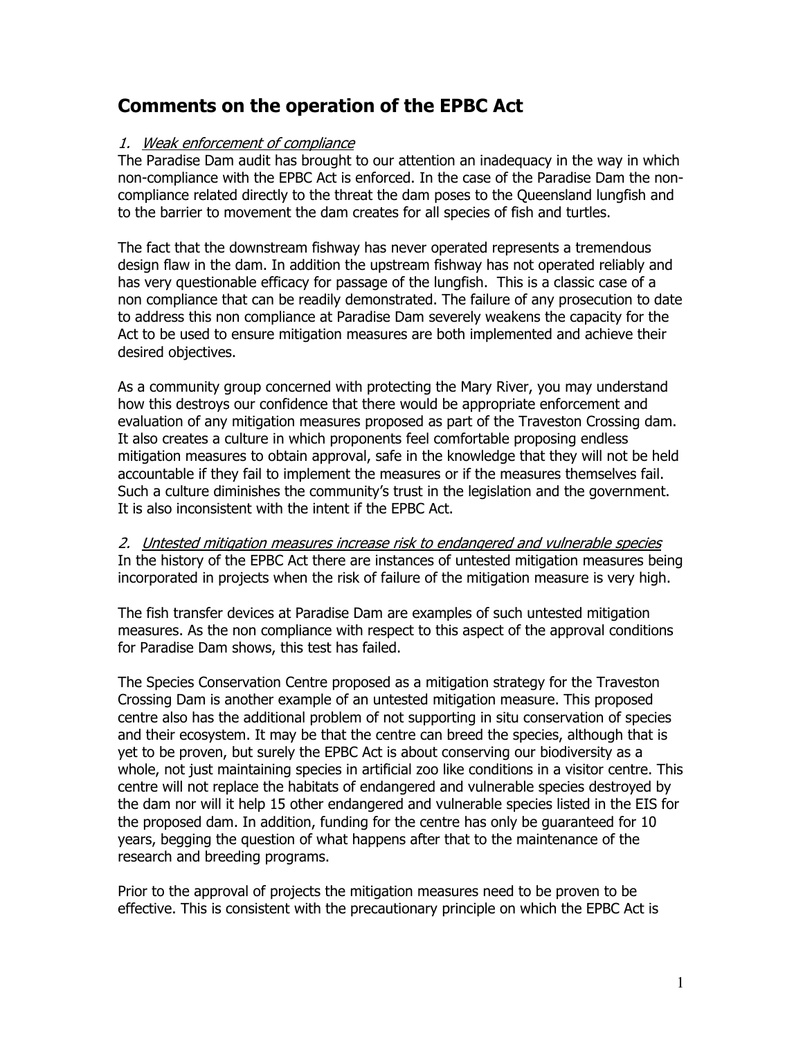## Comments on the operation of the EPBC Act

1. *Weak enforcement of compliance*

The Paradise Dam audit has brought to our attention an inadequacy in the way in which non-compliance with the EPBC Act is enforced. In the case of the Paradise Dam the non-compliance related directly to the threat the dam poses to the Queensland lungfish and to the barrier to movement the dam creates for all species of fish and turtles.

The fact that the downstream fishway has never operated represents a tremendous design flaw in the dam. In addition the upstream fishway has not operated reliably and has very questionable efficacy for passage of the lungfish. This is a classic case of a non compliance that can be readily demonstrated. The failure of any prosecution to date to address this non compliance at Paradise Dam severely weakens the capacity for the Act to be used to ensure mitigation measures are both implemented and achieve their desired objectives.

As a community group concerned with protecting the Mary River, you may understand how this destroys our confidence that there would be appropriate enforcement and evaluation of any mitigation measures proposed as part of the Traveston Crossing dam. It also creates a culture in which proponents feel comfortable proposing endless mitigation measures to obtain approval, safe in the knowledge that they will not be held accountable if they fail to implement the measures or if the measures themselves fail. Such a culture diminishes the community's trust in the legislation and the government. It is also inconsistent with the intent if the EPBC Act.

2. *Untested mitigation measures increase risk to endangered and vulnerable species*

In the history of the EPBC Act there are instances of untested mitigation measures being incorporated in projects when the risk of failure of the mitigation measure is very high.

The fish transfer devices at Paradise Dam are examples of such untested mitigation measures. As the non compliance with respect to this aspect of the approval conditions for Paradise Dam shows, this test has failed.

The Species Conservation Centre proposed as a mitigation strategy for the Traveston Crossing Dam is another example of an untested mitigation measure. This proposed centre also has the additional problem of not supporting in situ conservation of species and their ecosystem. It may be that the centre can breed the species, although that is yet to be proven, but surely the EPBC Act is about conserving our biodiversity as a whole, not just maintaining species in artificial zoo like conditions in a visitor centre. This centre will not replace the habitats of endangered and vulnerable species destroyed by the dam nor will it help 15 other endangered and vulnerable species listed in the EIS for the proposed dam. In addition, funding for the centre has only be guaranteed for 10 years, begging the question of what happens after that to the maintenance of the research and breeding programs.

Prior to the approval of projects the mitigation measures need to be proven to be effective. This is consistent with the precautionary principle on which the EPBC Act is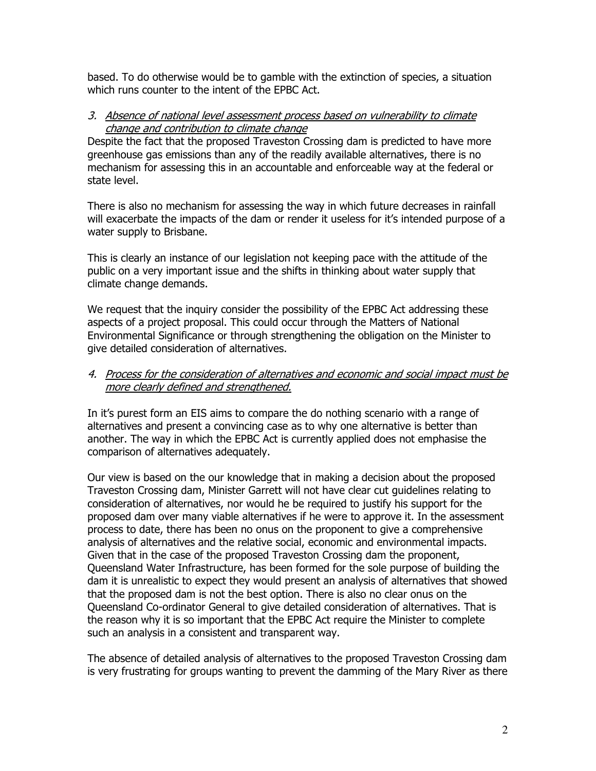based. To do otherwise would be to gamble with the extinction of species, a situation which runs counter to the intent of the EPBC Act.

3. *Absence of national level assessment process based on vulnerability to climate change and contribution to climate change*

Despite the fact that the proposed Traveston Crossing dam is predicted to have more greenhouse gas emissions than any of the readily available alternatives, there is no mechanism for assessing this in an accountable and enforceable way at the federal or state level.

There is also no mechanism for assessing the way in which future decreases in rainfall will exacerbate the impacts of the dam or render it useless for it's intended purpose of a water supply to Brisbane.

This is clearly an instance of our legislation not keeping pace with the attitude of the public on a very important issue and the shifts in thinking about water supply that climate change demands.

We request that the inquiry consider the possibility of the EPBC Act addressing these aspects of a project proposal. This could occur through the Matters of National Environmental Significance or through strengthening the obligation on the Minister to give detailed consideration of alternatives.

4. *Process for the consideration of alternatives and economic and social impact must be more clearly defined and strengthened.*

In it's purest form an EIS aims to compare the do nothing scenario with a range of alternatives and present a convincing case as to why one alternative is better than another. The way in which the EPBC Act is currently applied does not emphasise the comparison of alternatives adequately.

Our view is based on the our knowledge that in making a decision about the proposed Traveston Crossing dam, Minister Garrett will not have clear cut guidelines relating to consideration of alternatives, nor would he be required to justify his support for the proposed dam over many viable alternatives if he were to approve it. In the assessment process to date, there has been no onus on the proponent to give a comprehensive analysis of alternatives and the relative social, economic and environmental impacts. Given that in the case of the proposed Traveston Crossing dam the proponent, Queensland Water Infrastructure, has been formed for the sole purpose of building the dam it is unrealistic to expect they would present an analysis of alternatives that showed that the proposed dam is not the best option. There is also no clear onus on the Queensland Co-ordinator General to give detailed consideration of alternatives. That is the reason why it is so important that the EPBC Act require the Minister to complete such an analysis in a consistent and transparent way.

The absence of detailed analysis of alternatives to the proposed Traveston Crossing dam is very frustrating for groups wanting to prevent the damming of the Mary River as there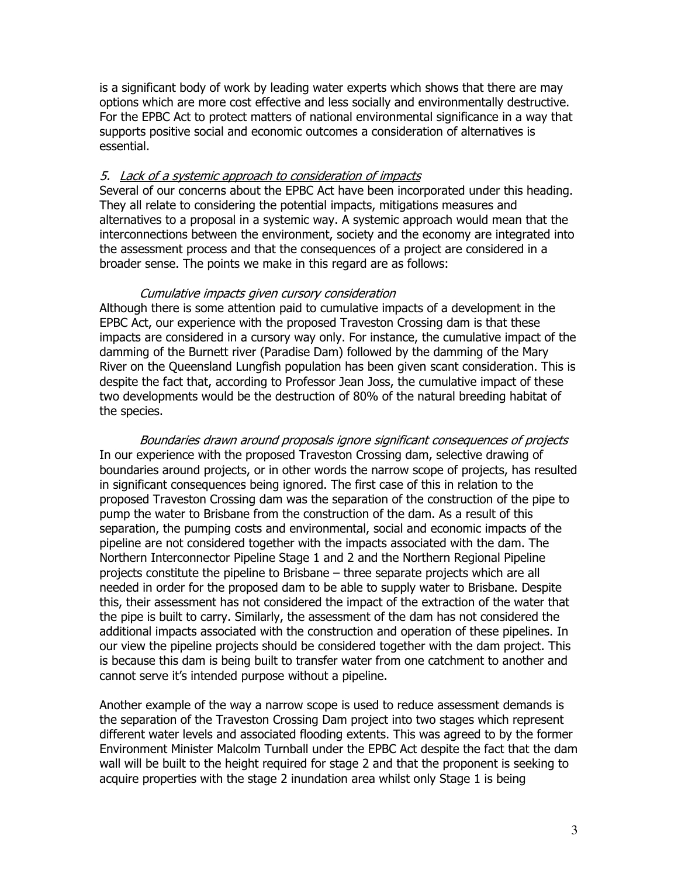is a significant body of work by leading water experts which shows that there are may options which are more cost effective and less socially and environmentally destructive. For the EPBC Act to protect matters of national environmental significance in a way that supports positive social and economic outcomes a consideration of alternatives is essential.

### 5. *Lack of a systemic approach to consideration of impacts*

Several of our concerns about the EPBC Act have been incorporated under this heading. They all relate to considering the potential impacts, mitigations measures and alternatives to a proposal in a systemic way. A systemic approach would mean that the interconnections between the environment, society and the economy are integrated into the assessment process and that the consequences of a project are considered in a broader sense. The points we make in this regard are as follows:

#### *Cumulative impacts given cursory consideration*

Although there is some attention paid to cumulative impacts of a development in the EPBC Act, our experience with the proposed Traveston Crossing dam is that these impacts are considered in a cursory way only. For instance, the cumulative impact of the damming of the Burnett river (Paradise Dam) followed by the damming of the Mary River on the Queensland Lungfish population has been given scant consideration. This is despite the fact that, according to Professor Jean Joss, the cumulative impact of these two developments would be the destruction of 80% of the natural breeding habitat of the species.

#### *Boundaries drawn around proposals ignore significant consequences of projects*

In our experience with the proposed Traveston Crossing dam, selective drawing of boundaries around projects, or in other words the narrow scope of projects, has resulted in significant consequences being ignored. The first case of this in relation to the proposed Traveston Crossing dam was the separation of the construction of the pipe to pump the water to Brisbane from the construction of the dam. As a result of this separation, the pumping costs and environmental, social and economic impacts of the pipeline are not considered together with the impacts associated with the dam. The Northern Interconnector Pipeline Stage 1 and 2 and the Northern Regional Pipeline projects constitute the pipeline to Brisbane – three separate projects which are all needed in order for the proposed dam to be able to supply water to Brisbane. Despite this, their assessment has not considered the impact of the extraction of the water that the pipe is built to carry. Similarly, the assessment of the dam has not considered the additional impacts associated with the construction and operation of these pipelines. In our view the pipeline projects should be considered together with the dam project. This is because this dam is being built to transfer water from one catchment to another and cannot serve it's intended purpose without a pipeline.

Another example of the way a narrow scope is used to reduce assessment demands is the separation of the Traveston Crossing Dam project into two stages which represent different water levels and associated flooding extents. This was agreed to by the former Environment Minister Malcolm Turnball under the EPBC Act despite the fact that the dam wall will be built to the height required for stage 2 and that the proponent is seeking to acquire properties with the stage 2 inundation area whilst only Stage 1 is being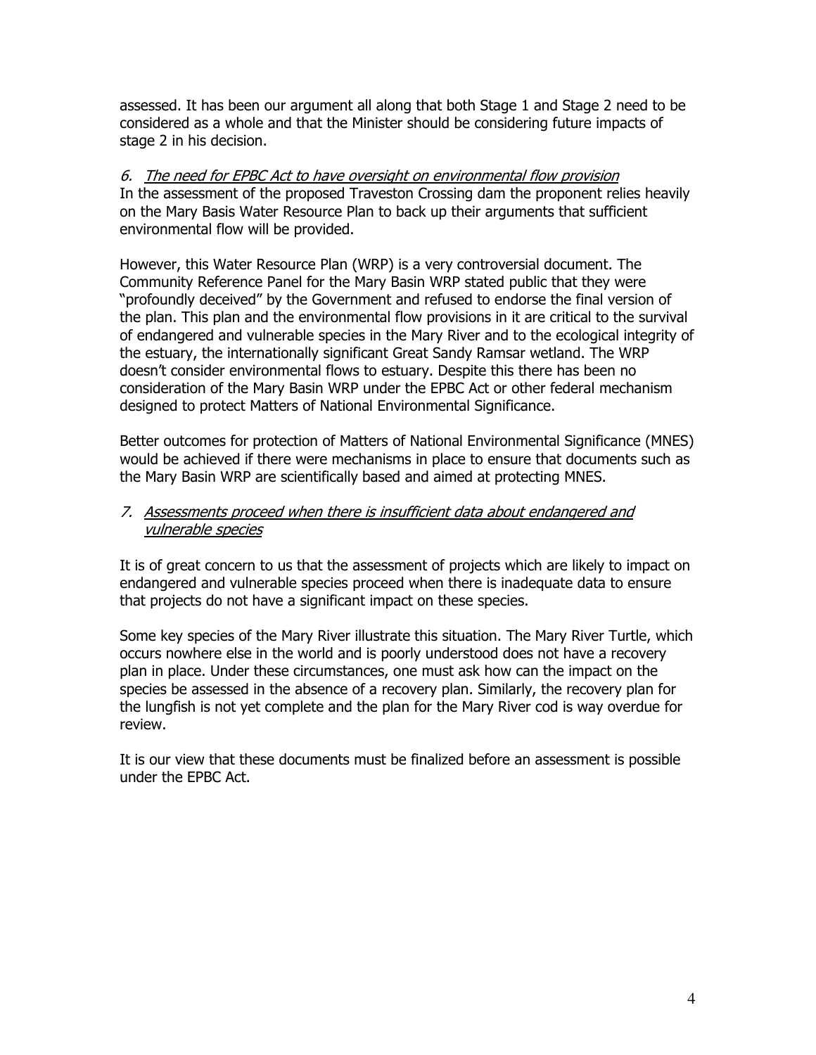assessed. It has been our argument all along that both Stage 1 and Stage 2 need to be considered as a whole and that the Minister should be considering future impacts of stage 2 in his decision.

### 6. *The need for EPBC Act to have oversight on environmental flow provision*

In the assessment of the proposed Traveston Crossing dam the proponent relies heavily on the Mary Basis Water Resource Plan to back up their arguments that sufficient environmental flow will be provided.

However, this Water Resource Plan (WRP) is a very controversial document. The Community Reference Panel for the Mary Basin WRP stated public that they were "profoundly deceived" by the Government and refused to endorse the final version of the plan. This plan and the environmental flow provisions in it are critical to the survival of endangered and vulnerable species in the Mary River and to the ecological integrity of the estuary, the internationally significant Great Sandy Ramsar wetland. The WRP doesn't consider environmental flows to estuary. Despite this there has been no consideration of the Mary Basin WRP under the EPBC Act or other federal mechanism designed to protect Matters of National Environmental Significance.

Better outcomes for protection of Matters of National Environmental Significance (MNES) would be achieved if there were mechanisms in place to ensure that documents such as the Mary Basin WRP are scientifically based and aimed at protecting MNES.

### 7. *Assessments proceed when there is insufficient data about endangered and vulnerable species*

It is of great concern to us that the assessment of projects which are likely to impact on endangered and vulnerable species proceed when there is inadequate data to ensure that projects do not have a significant impact on these species.

Some key species of the Mary River illustrate this situation. The Mary River Turtle, which occurs nowhere else in the world and is poorly understood does not have a recovery plan in place. Under these circumstances, one must ask how can the impact on the species be assessed in the absence of a recovery plan. Similarly, the recovery plan for the lungfish is not yet complete and the plan for the Mary River cod is way overdue for review.

It is our view that these documents must be finalized before an assessment is possible under the EPBC Act.